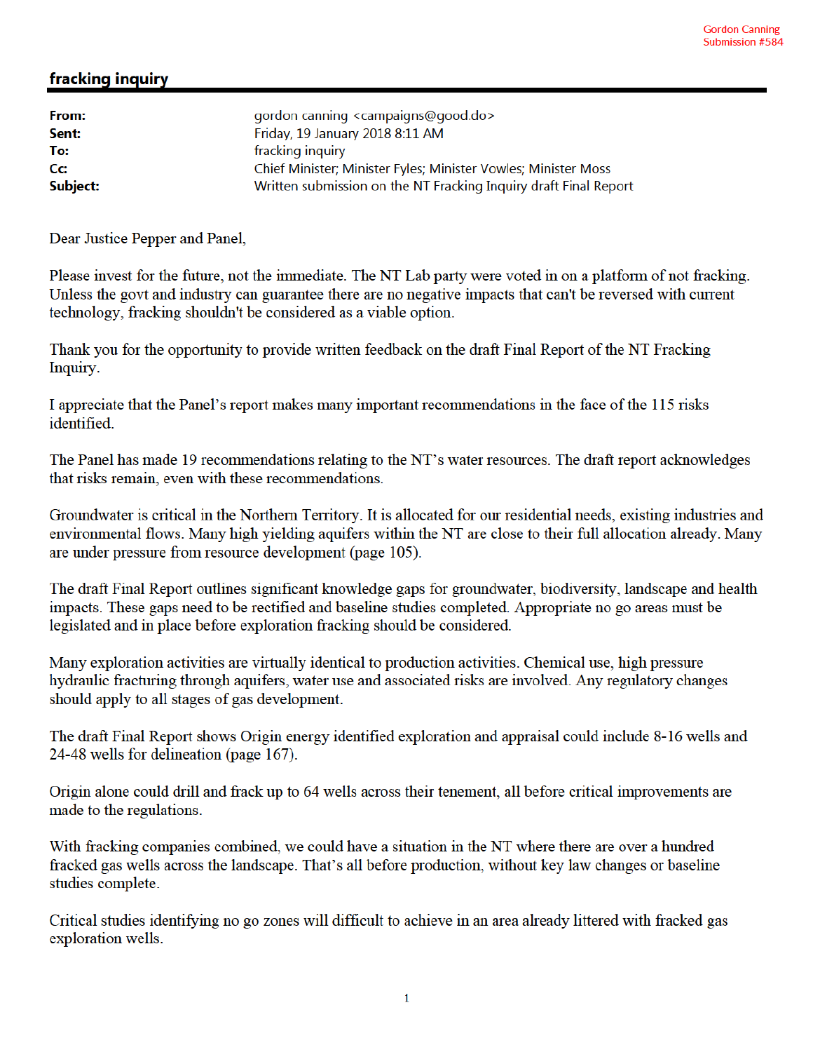Gordon Canning
Submission #584

## fracking inquiry

| | |
|---|---|
| **From:** | gordon canning <campaigns@good.do> |
| **Sent:** | Friday, 19 January 2018 8:11 AM |
| **To:** | fracking inquiry |
| **Cc:** | Chief Minister; Minister Fyles; Minister Vowles; Minister Moss |
| **Subject:** | Written submission on the NT Fracking Inquiry draft Final Report |

Dear Justice Pepper and Panel,

Please invest for the future, not the immediate. The NT Lab party were voted in on a platform of not fracking. Unless the govt and industry can guarantee there are no negative impacts that can't be reversed with current technology, fracking shouldn't be considered as a viable option.

Thank you for the opportunity to provide written feedback on the draft Final Report of the NT Fracking Inquiry.

I appreciate that the Panel's report makes many important recommendations in the face of the 115 risks identified.

The Panel has made 19 recommendations relating to the NT's water resources. The draft report acknowledges that risks remain, even with these recommendations.

Groundwater is critical in the Northern Territory. It is allocated for our residential needs, existing industries and environmental flows. Many high yielding aquifers within the NT are close to their full allocation already. Many are under pressure from resource development (page 105).

The draft Final Report outlines significant knowledge gaps for groundwater, biodiversity, landscape and health impacts. These gaps need to be rectified and baseline studies completed. Appropriate no go areas must be legislated and in place before exploration fracking should be considered.

Many exploration activities are virtually identical to production activities. Chemical use, high pressure hydraulic fracturing through aquifers, water use and associated risks are involved. Any regulatory changes should apply to all stages of gas development.

The draft Final Report shows Origin energy identified exploration and appraisal could include 8-16 wells and 24-48 wells for delineation (page 167).

Origin alone could drill and frack up to 64 wells across their tenement, all before critical improvements are made to the regulations.

With fracking companies combined, we could have a situation in the NT where there are over a hundred fracked gas wells across the landscape. That's all before production, without key law changes or baseline studies complete.

Critical studies identifying no go zones will difficult to achieve in an area already littered with fracked gas exploration wells.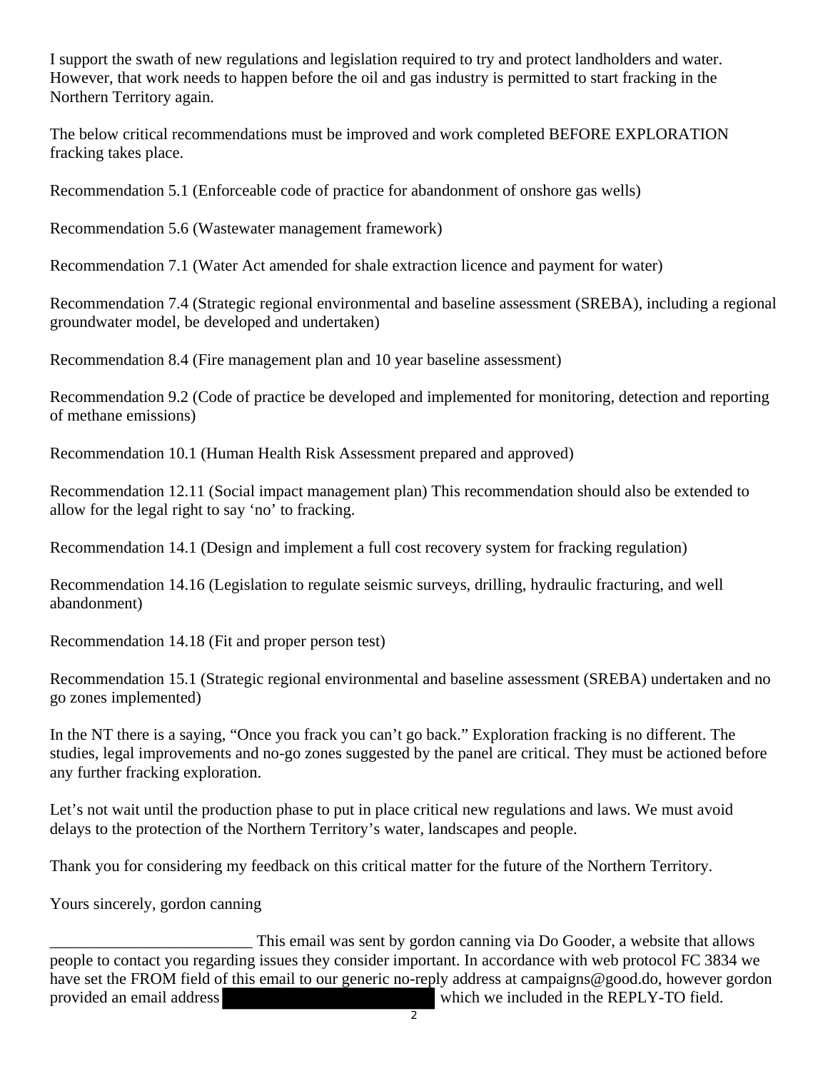I support the swath of new regulations and legislation required to try and protect landholders and water. However, that work needs to happen before the oil and gas industry is permitted to start fracking in the Northern Territory again.

The below critical recommendations must be improved and work completed BEFORE EXPLORATION fracking takes place.

Recommendation 5.1 (Enforceable code of practice for abandonment of onshore gas wells)

Recommendation 5.6 (Wastewater management framework)

Recommendation 7.1 (Water Act amended for shale extraction licence and payment for water)

Recommendation 7.4 (Strategic regional environmental and baseline assessment (SREBA), including a regional groundwater model, be developed and undertaken)

Recommendation 8.4 (Fire management plan and 10 year baseline assessment)

Recommendation 9.2 (Code of practice be developed and implemented for monitoring, detection and reporting of methane emissions)

Recommendation 10.1 (Human Health Risk Assessment prepared and approved)

Recommendation 12.11 (Social impact management plan) This recommendation should also be extended to allow for the legal right to say 'no' to fracking.

Recommendation 14.1 (Design and implement a full cost recovery system for fracking regulation)

Recommendation 14.16 (Legislation to regulate seismic surveys, drilling, hydraulic fracturing, and well abandonment)

Recommendation 14.18 (Fit and proper person test)

Recommendation 15.1 (Strategic regional environmental and baseline assessment (SREBA) undertaken and no go zones implemented)

In the NT there is a saying, "Once you frack you can't go back." Exploration fracking is no different. The studies, legal improvements and no-go zones suggested by the panel are critical. They must be actioned before any further fracking exploration.

Let's not wait until the production phase to put in place critical new regulations and laws. We must avoid delays to the protection of the Northern Territory's water, landscapes and people.

Thank you for considering my feedback on this critical matter for the future of the Northern Territory.

Yours sincerely, gordon canning

_________________________ This email was sent by gordon canning via Do Gooder, a website that allows people to contact you regarding issues they consider important. In accordance with web protocol FC 3834 we have set the FROM field of this email to our generic no-reply address at campaigns@good.do, however gordon provided an email address which we included in the REPLY-TO field.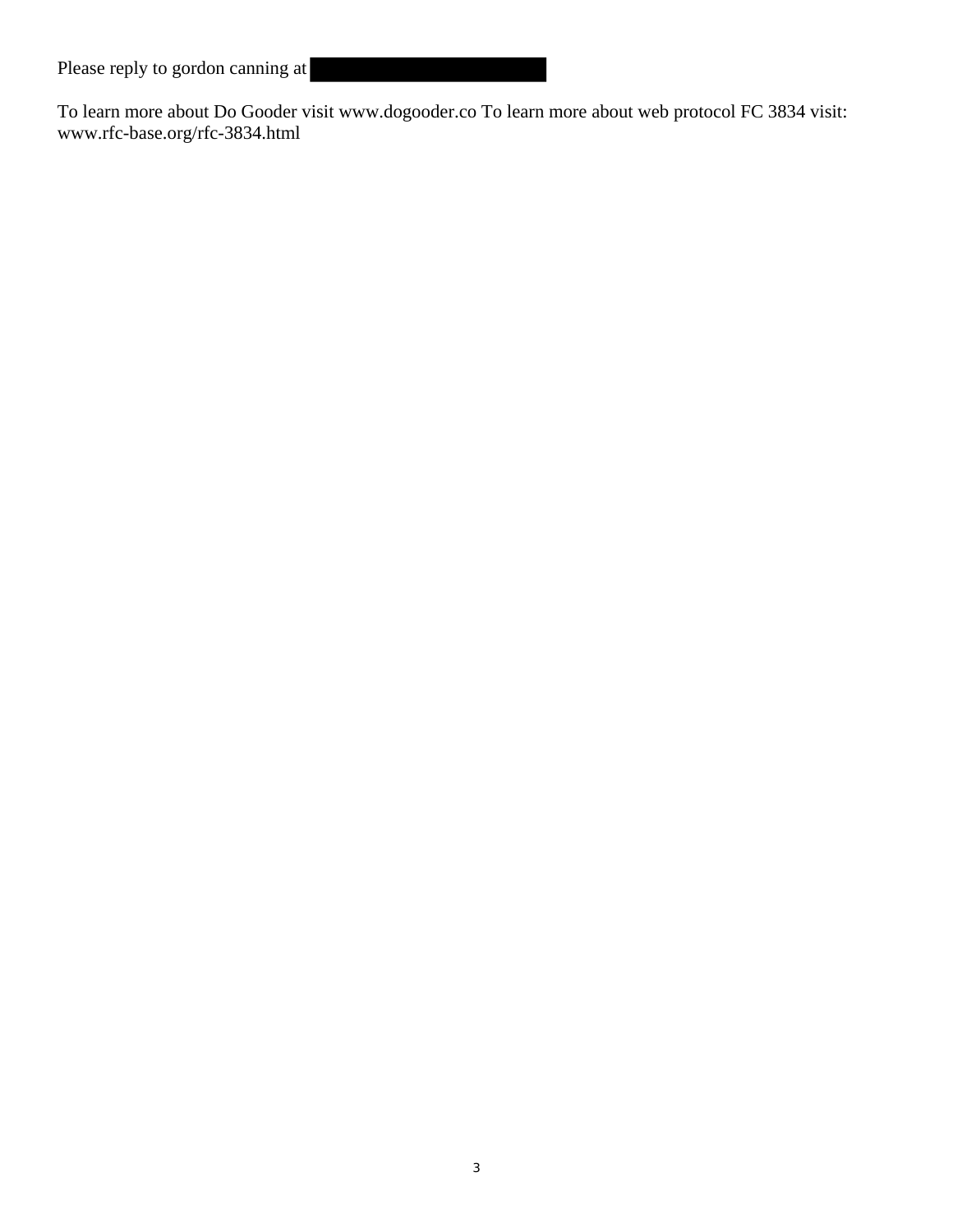Please reply to gordon canning at

To learn more about Do Gooder visit www.dogooder.co To learn more about web protocol FC 3834 visit: www.rfc-base.org/rfc-3834.html